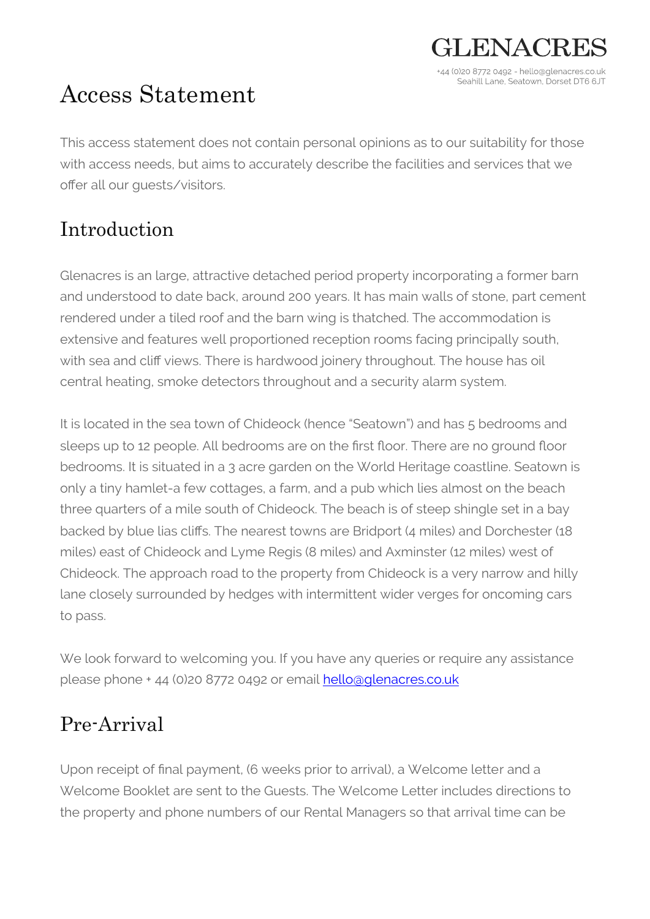GLENACRES

+44 (0)20 8772 0492 - hello@glenacres.co.uk
Seahill Lane, Seatown, Dorset DT6 6JT

# Access Statement

This access statement does not contain personal opinions as to our suitability for those with access needs, but aims to accurately describe the facilities and services that we offer all our guests/visitors.

## Introduction

Glenacres is an large, attractive detached period property incorporating a former barn and understood to date back, around 200 years. It has main walls of stone, part cement rendered under a tiled roof and the barn wing is thatched. The accommodation is extensive and features well proportioned reception rooms facing principally south, with sea and cliff views. There is hardwood joinery throughout. The house has oil central heating, smoke detectors throughout and a security alarm system.

It is located in the sea town of Chideock (hence "Seatown") and has 5 bedrooms and sleeps up to 12 people. All bedrooms are on the first floor. There are no ground floor bedrooms. It is situated in a 3 acre garden on the World Heritage coastline. Seatown is only a tiny hamlet-a few cottages, a farm, and a pub which lies almost on the beach three quarters of a mile south of Chideock. The beach is of steep shingle set in a bay backed by blue lias cliffs. The nearest towns are Bridport (4 miles) and Dorchester (18 miles) east of Chideock and Lyme Regis (8 miles) and Axminster (12 miles) west of Chideock. The approach road to the property from Chideock is a very narrow and hilly lane closely surrounded by hedges with intermittent wider verges for oncoming cars to pass.

We look forward to welcoming you. If you have any queries or require any assistance please phone + 44 (0)20 8772 0492 or email [hello@glenacres.co.uk](mailto:hello@glenacres.co.uk)

## Pre-Arrival

Upon receipt of final payment, (6 weeks prior to arrival), a Welcome letter and a Welcome Booklet are sent to the Guests. The Welcome Letter includes directions to the property and phone numbers of our Rental Managers so that arrival time can be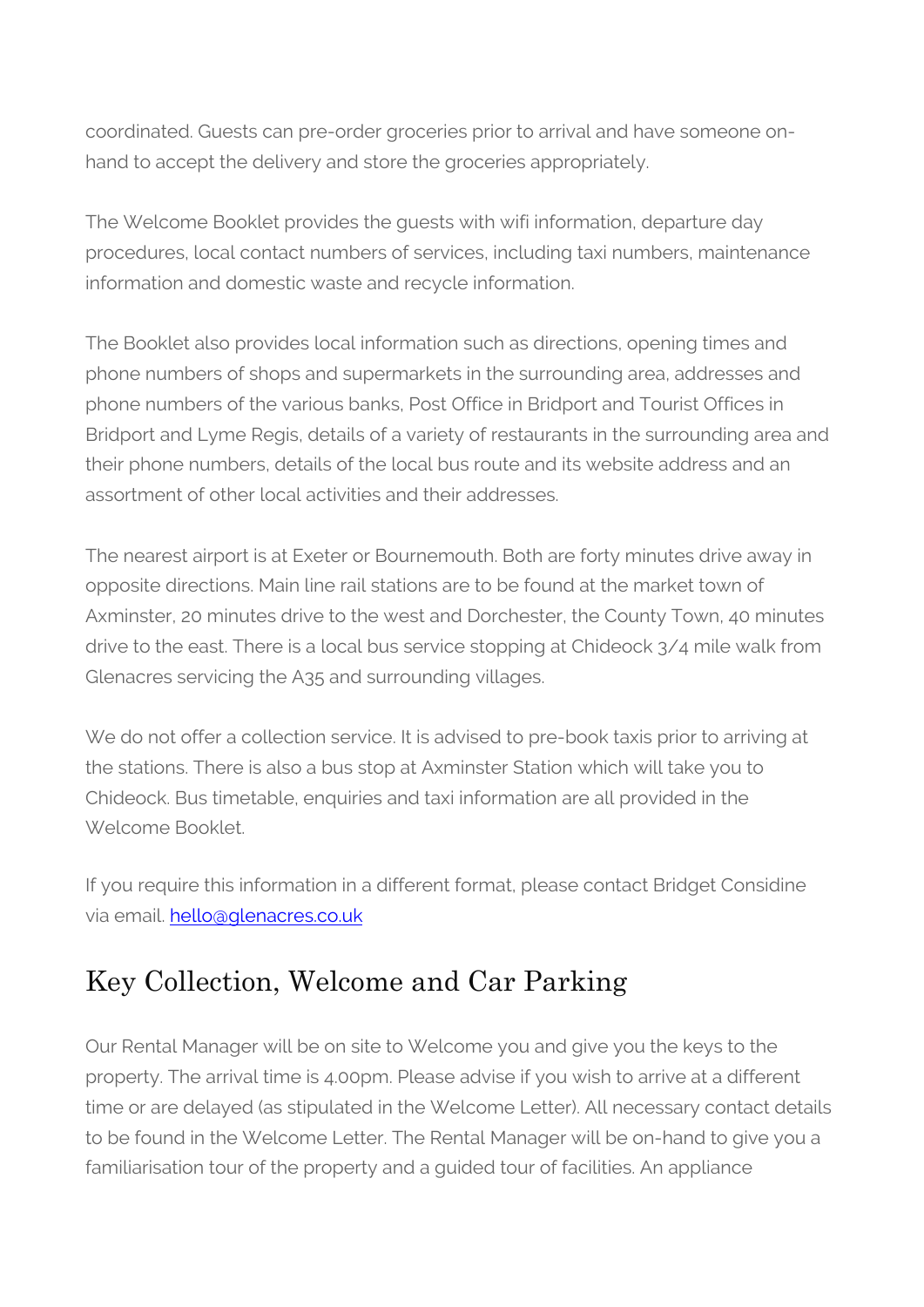coordinated. Guests can pre-order groceries prior to arrival and have someone on-hand to accept the delivery and store the groceries appropriately.

The Welcome Booklet provides the guests with wifi information, departure day procedures, local contact numbers of services, including taxi numbers, maintenance information and domestic waste and recycle information.

The Booklet also provides local information such as directions, opening times and phone numbers of shops and supermarkets in the surrounding area, addresses and phone numbers of the various banks, Post Office in Bridport and Tourist Offices in Bridport and Lyme Regis, details of a variety of restaurants in the surrounding area and their phone numbers, details of the local bus route and its website address and an assortment of other local activities and their addresses.

The nearest airport is at Exeter or Bournemouth. Both are forty minutes drive away in opposite directions. Main line rail stations are to be found at the market town of Axminster, 20 minutes drive to the west and Dorchester, the County Town, 40 minutes drive to the east. There is a local bus service stopping at Chideock 3/4 mile walk from Glenacres servicing the A35 and surrounding villages.

We do not offer a collection service. It is advised to pre-book taxis prior to arriving at the stations. There is also a bus stop at Axminster Station which will take you to Chideock. Bus timetable, enquiries and taxi information are all provided in the Welcome Booklet.

If you require this information in a different format, please contact Bridget Considine via email. hello@glenacres.co.uk

## Key Collection, Welcome and Car Parking

Our Rental Manager will be on site to Welcome you and give you the keys to the property. The arrival time is 4.00pm. Please advise if you wish to arrive at a different time or are delayed (as stipulated in the Welcome Letter). All necessary contact details to be found in the Welcome Letter. The Rental Manager will be on-hand to give you a familiarisation tour of the property and a guided tour of facilities. An appliance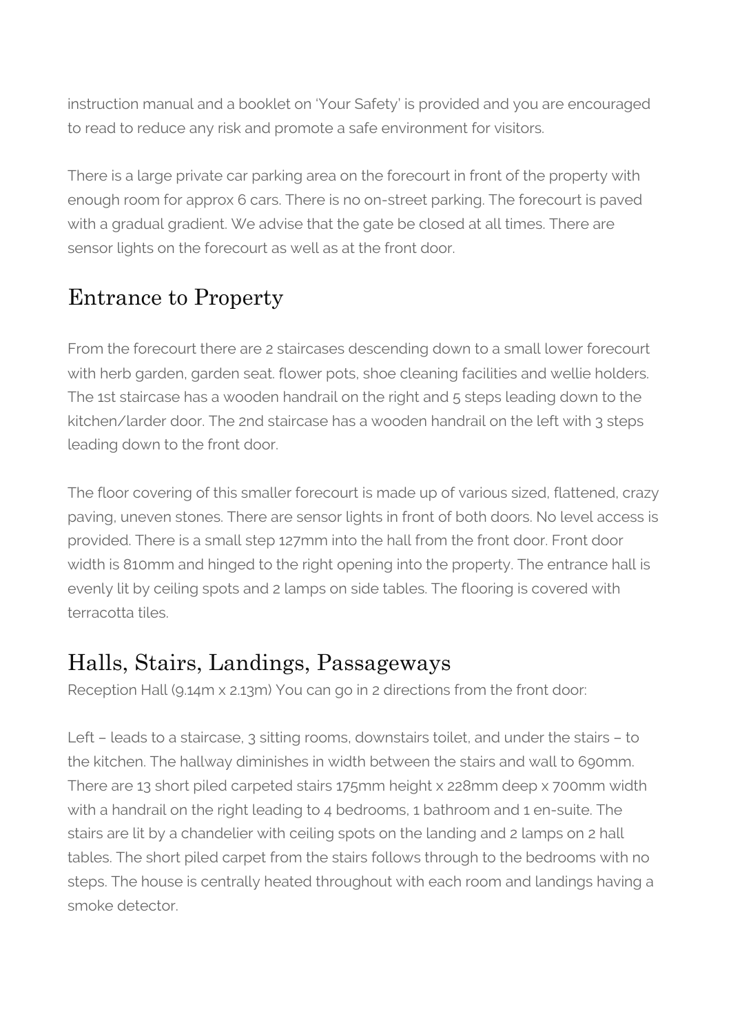instruction manual and a booklet on 'Your Safety' is provided and you are encouraged to read to reduce any risk and promote a safe environment for visitors.

There is a large private car parking area on the forecourt in front of the property with enough room for approx 6 cars. There is no on-street parking. The forecourt is paved with a gradual gradient. We advise that the gate be closed at all times. There are sensor lights on the forecourt as well as at the front door.

## Entrance to Property

From the forecourt there are 2 staircases descending down to a small lower forecourt with herb garden, garden seat. flower pots, shoe cleaning facilities and wellie holders. The 1st staircase has a wooden handrail on the right and 5 steps leading down to the kitchen/larder door. The 2nd staircase has a wooden handrail on the left with 3 steps leading down to the front door.

The floor covering of this smaller forecourt is made up of various sized, flattened, crazy paving, uneven stones. There are sensor lights in front of both doors. No level access is provided. There is a small step 127mm into the hall from the front door. Front door width is 810mm and hinged to the right opening into the property. The entrance hall is evenly lit by ceiling spots and 2 lamps on side tables. The flooring is covered with terracotta tiles.

## Halls, Stairs, Landings, Passageways

Reception Hall (9.14m x 2.13m) You can go in 2 directions from the front door:

Left – leads to a staircase, 3 sitting rooms, downstairs toilet, and under the stairs – to the kitchen. The hallway diminishes in width between the stairs and wall to 690mm. There are 13 short piled carpeted stairs 175mm height x 228mm deep x 700mm width with a handrail on the right leading to 4 bedrooms, 1 bathroom and 1 en-suite. The stairs are lit by a chandelier with ceiling spots on the landing and 2 lamps on 2 hall tables. The short piled carpet from the stairs follows through to the bedrooms with no steps. The house is centrally heated throughout with each room and landings having a smoke detector.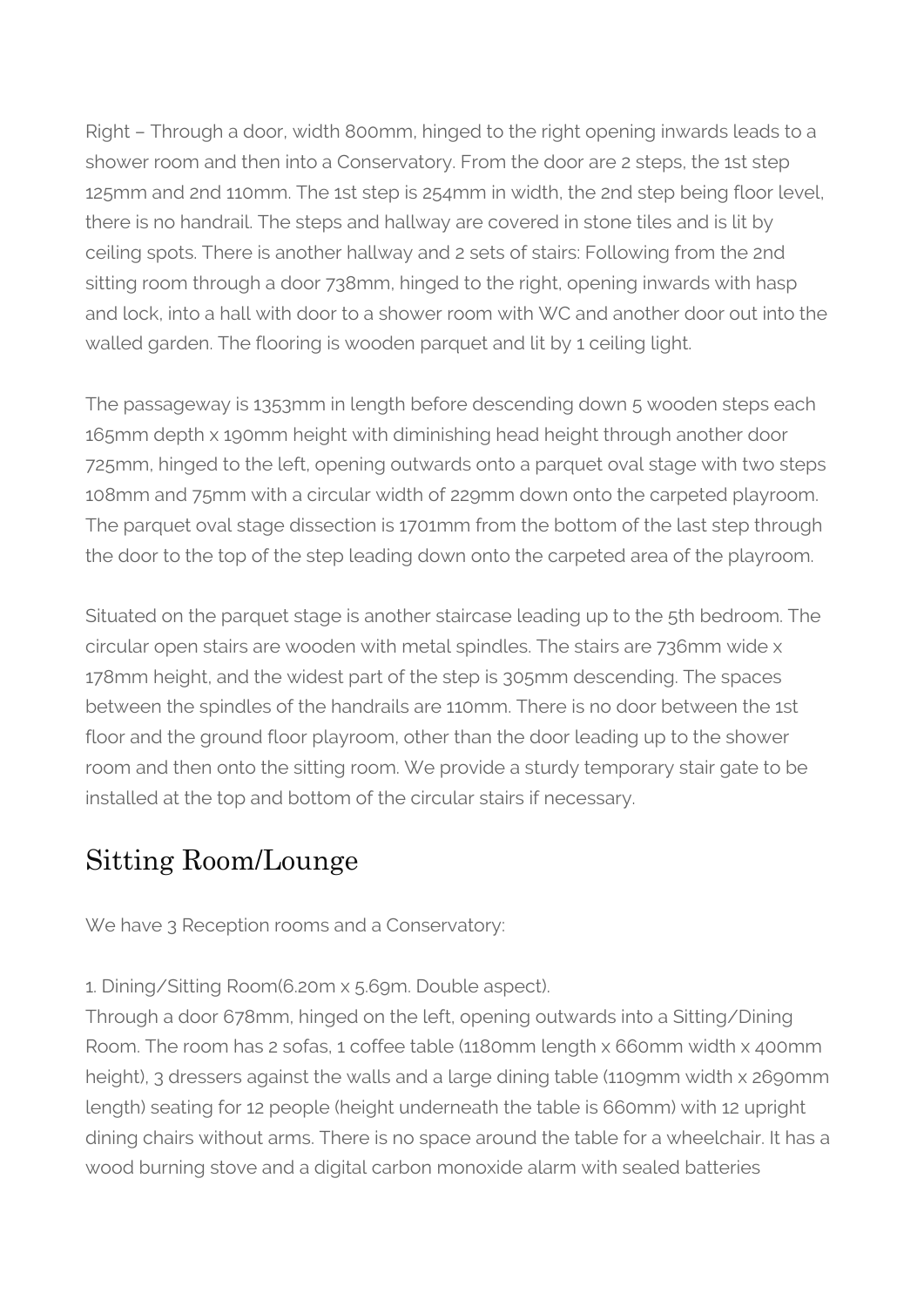Right – Through a door, width 800mm, hinged to the right opening inwards leads to a shower room and then into a Conservatory. From the door are 2 steps, the 1st step 125mm and 2nd 110mm. The 1st step is 254mm in width, the 2nd step being floor level, there is no handrail. The steps and hallway are covered in stone tiles and is lit by ceiling spots. There is another hallway and 2 sets of stairs: Following from the 2nd sitting room through a door 738mm, hinged to the right, opening inwards with hasp and lock, into a hall with door to a shower room with WC and another door out into the walled garden. The flooring is wooden parquet and lit by 1 ceiling light.

The passageway is 1353mm in length before descending down 5 wooden steps each 165mm depth x 190mm height with diminishing head height through another door 725mm, hinged to the left, opening outwards onto a parquet oval stage with two steps 108mm and 75mm with a circular width of 229mm down onto the carpeted playroom. The parquet oval stage dissection is 1701mm from the bottom of the last step through the door to the top of the step leading down onto the carpeted area of the playroom.

Situated on the parquet stage is another staircase leading up to the 5th bedroom. The circular open stairs are wooden with metal spindles. The stairs are 736mm wide x 178mm height, and the widest part of the step is 305mm descending. The spaces between the spindles of the handrails are 110mm. There is no door between the 1st floor and the ground floor playroom, other than the door leading up to the shower room and then onto the sitting room. We provide a sturdy temporary stair gate to be installed at the top and bottom of the circular stairs if necessary.

## Sitting Room/Lounge

We have 3 Reception rooms and a Conservatory:

1. Dining/Sitting Room(6.20m x 5.69m. Double aspect).
Through a door 678mm, hinged on the left, opening outwards into a Sitting/Dining Room. The room has 2 sofas, 1 coffee table (1180mm length x 660mm width x 400mm height), 3 dressers against the walls and a large dining table (1109mm width x 2690mm length) seating for 12 people (height underneath the table is 660mm) with 12 upright dining chairs without arms. There is no space around the table for a wheelchair. It has a wood burning stove and a digital carbon monoxide alarm with sealed batteries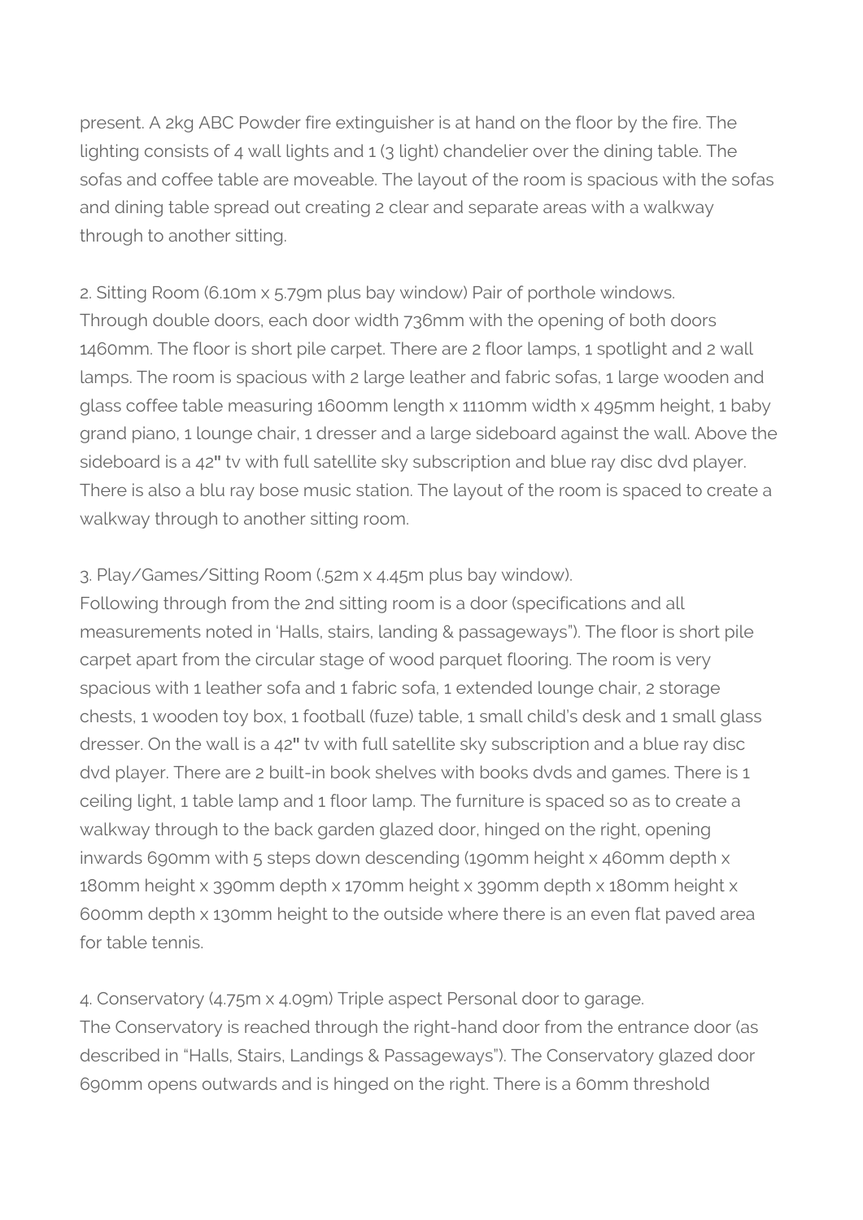present. A 2kg ABC Powder fire extinguisher is at hand on the floor by the fire. The lighting consists of 4 wall lights and 1 (3 light) chandelier over the dining table. The sofas and coffee table are moveable. The layout of the room is spacious with the sofas and dining table spread out creating 2 clear and separate areas with a walkway through to another sitting.

2. Sitting Room (6.10m x 5.79m plus bay window) Pair of porthole windows.
Through double doors, each door width 736mm with the opening of both doors 1460mm. The floor is short pile carpet. There are 2 floor lamps, 1 spotlight and 2 wall lamps. The room is spacious with 2 large leather and fabric sofas, 1 large wooden and glass coffee table measuring 1600mm length x 1110mm width x 495mm height, 1 baby grand piano, 1 lounge chair, 1 dresser and a large sideboard against the wall. Above the sideboard is a 42" tv with full satellite sky subscription and blue ray disc dvd player. There is also a blu ray bose music station. The layout of the room is spaced to create a walkway through to another sitting room.

3. Play/Games/Sitting Room (.52m x 4.45m plus bay window).
Following through from the 2nd sitting room is a door (specifications and all measurements noted in 'Halls, stairs, landing & passageways"). The floor is short pile carpet apart from the circular stage of wood parquet flooring. The room is very spacious with 1 leather sofa and 1 fabric sofa, 1 extended lounge chair, 2 storage chests, 1 wooden toy box, 1 football (fuze) table, 1 small child's desk and 1 small glass dresser. On the wall is a 42" tv with full satellite sky subscription and a blue ray disc dvd player. There are 2 built-in book shelves with books dvds and games. There is 1 ceiling light, 1 table lamp and 1 floor lamp. The furniture is spaced so as to create a walkway through to the back garden glazed door, hinged on the right, opening inwards 690mm with 5 steps down descending (190mm height x 460mm depth x 180mm height x 390mm depth x 170mm height x 390mm depth x 180mm height x 600mm depth x 130mm height to the outside where there is an even flat paved area for table tennis.

4. Conservatory (4.75m x 4.09m) Triple aspect Personal door to garage.
The Conservatory is reached through the right-hand door from the entrance door (as described in "Halls, Stairs, Landings & Passageways"). The Conservatory glazed door 690mm opens outwards and is hinged on the right. There is a 60mm threshold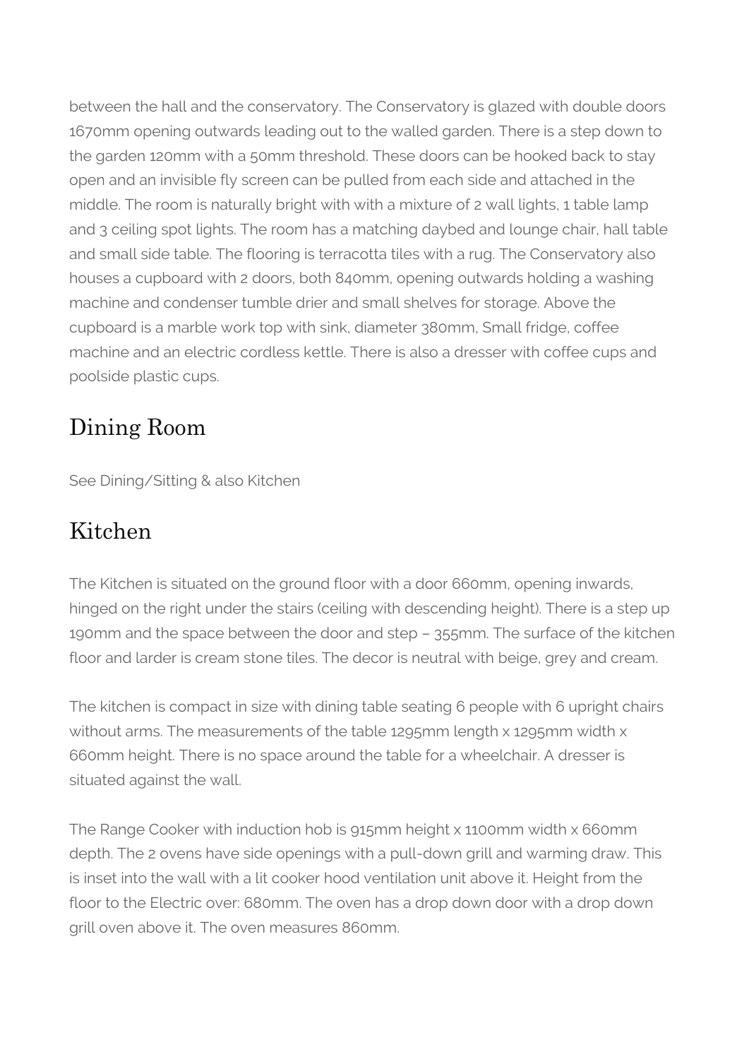between the hall and the conservatory. The Conservatory is glazed with double doors 1670mm opening outwards leading out to the walled garden. There is a step down to the garden 120mm with a 50mm threshold. These doors can be hooked back to stay open and an invisible fly screen can be pulled from each side and attached in the middle. The room is naturally bright with with a mixture of 2 wall lights, 1 table lamp and 3 ceiling spot lights. The room has a matching daybed and lounge chair, hall table and small side table. The flooring is terracotta tiles with a rug. The Conservatory also houses a cupboard with 2 doors, both 840mm, opening outwards holding a washing machine and condenser tumble drier and small shelves for storage. Above the cupboard is a marble work top with sink, diameter 380mm, Small fridge, coffee machine and an electric cordless kettle. There is also a dresser with coffee cups and poolside plastic cups.

## Dining Room

See Dining/Sitting & also Kitchen

## Kitchen

The Kitchen is situated on the ground floor with a door 660mm, opening inwards, hinged on the right under the stairs (ceiling with descending height). There is a step up 190mm and the space between the door and step – 355mm. The surface of the kitchen floor and larder is cream stone tiles. The decor is neutral with beige, grey and cream.

The kitchen is compact in size with dining table seating 6 people with 6 upright chairs without arms. The measurements of the table 1295mm length x 1295mm width x 660mm height. There is no space around the table for a wheelchair. A dresser is situated against the wall.

The Range Cooker with induction hob is 915mm height x 1100mm width x 660mm depth. The 2 ovens have side openings with a pull-down grill and warming draw. This is inset into the wall with a lit cooker hood ventilation unit above it. Height from the floor to the Electric over: 680mm. The oven has a drop down door with a drop down grill oven above it. The oven measures 860mm.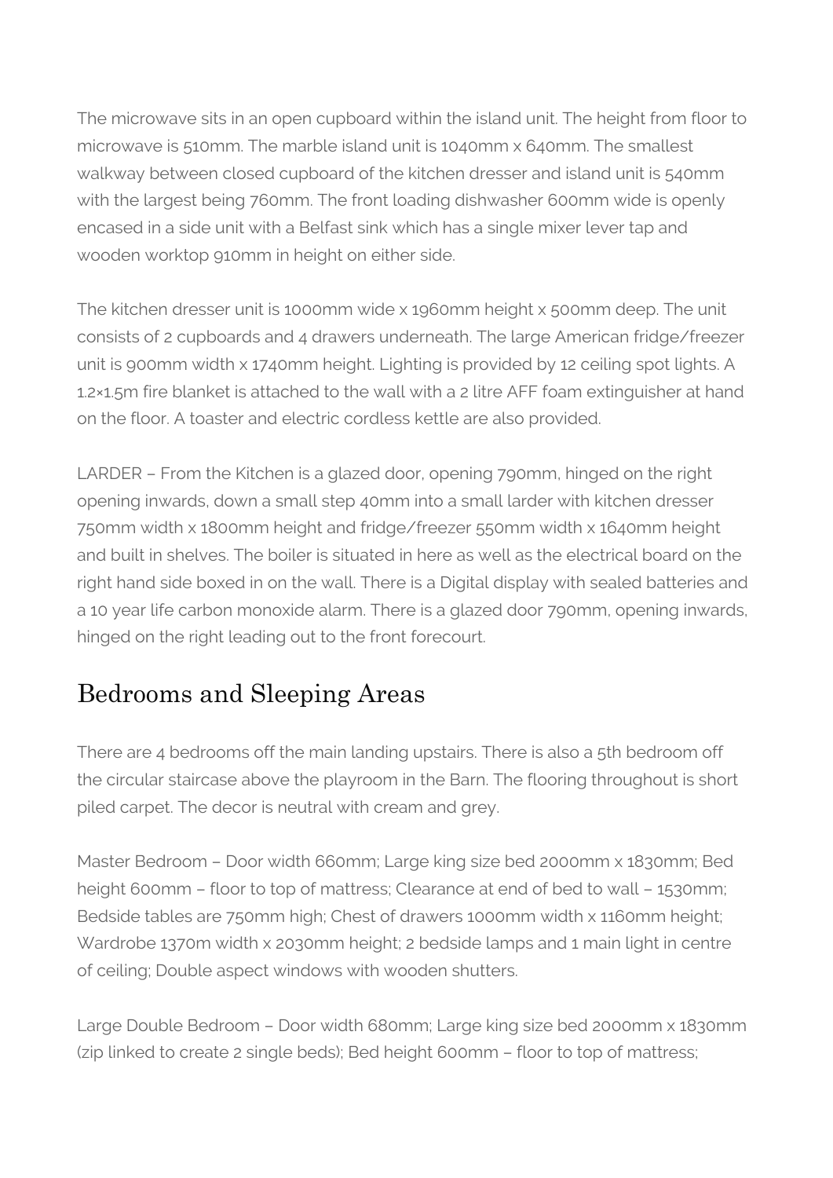The microwave sits in an open cupboard within the island unit. The height from floor to microwave is 510mm. The marble island unit is 1040mm x 640mm. The smallest walkway between closed cupboard of the kitchen dresser and island unit is 540mm with the largest being 760mm. The front loading dishwasher 600mm wide is openly encased in a side unit with a Belfast sink which has a single mixer lever tap and wooden worktop 910mm in height on either side.

The kitchen dresser unit is 1000mm wide x 1960mm height x 500mm deep. The unit consists of 2 cupboards and 4 drawers underneath. The large American fridge/freezer unit is 900mm width x 1740mm height. Lighting is provided by 12 ceiling spot lights. A 1.2×1.5m fire blanket is attached to the wall with a 2 litre AFF foam extinguisher at hand on the floor. A toaster and electric cordless kettle are also provided.

LARDER – From the Kitchen is a glazed door, opening 790mm, hinged on the right opening inwards, down a small step 40mm into a small larder with kitchen dresser 750mm width x 1800mm height and fridge/freezer 550mm width x 1640mm height and built in shelves. The boiler is situated in here as well as the electrical board on the right hand side boxed in on the wall. There is a Digital display with sealed batteries and a 10 year life carbon monoxide alarm. There is a glazed door 790mm, opening inwards, hinged on the right leading out to the front forecourt.

## Bedrooms and Sleeping Areas

There are 4 bedrooms off the main landing upstairs. There is also a 5th bedroom off the circular staircase above the playroom in the Barn. The flooring throughout is short piled carpet. The decor is neutral with cream and grey.

Master Bedroom – Door width 660mm; Large king size bed 2000mm x 1830mm; Bed height 600mm – floor to top of mattress; Clearance at end of bed to wall – 1530mm; Bedside tables are 750mm high; Chest of drawers 1000mm width x 1160mm height; Wardrobe 1370m width x 2030mm height; 2 bedside lamps and 1 main light in centre of ceiling; Double aspect windows with wooden shutters.

Large Double Bedroom – Door width 680mm; Large king size bed 2000mm x 1830mm (zip linked to create 2 single beds); Bed height 600mm – floor to top of mattress;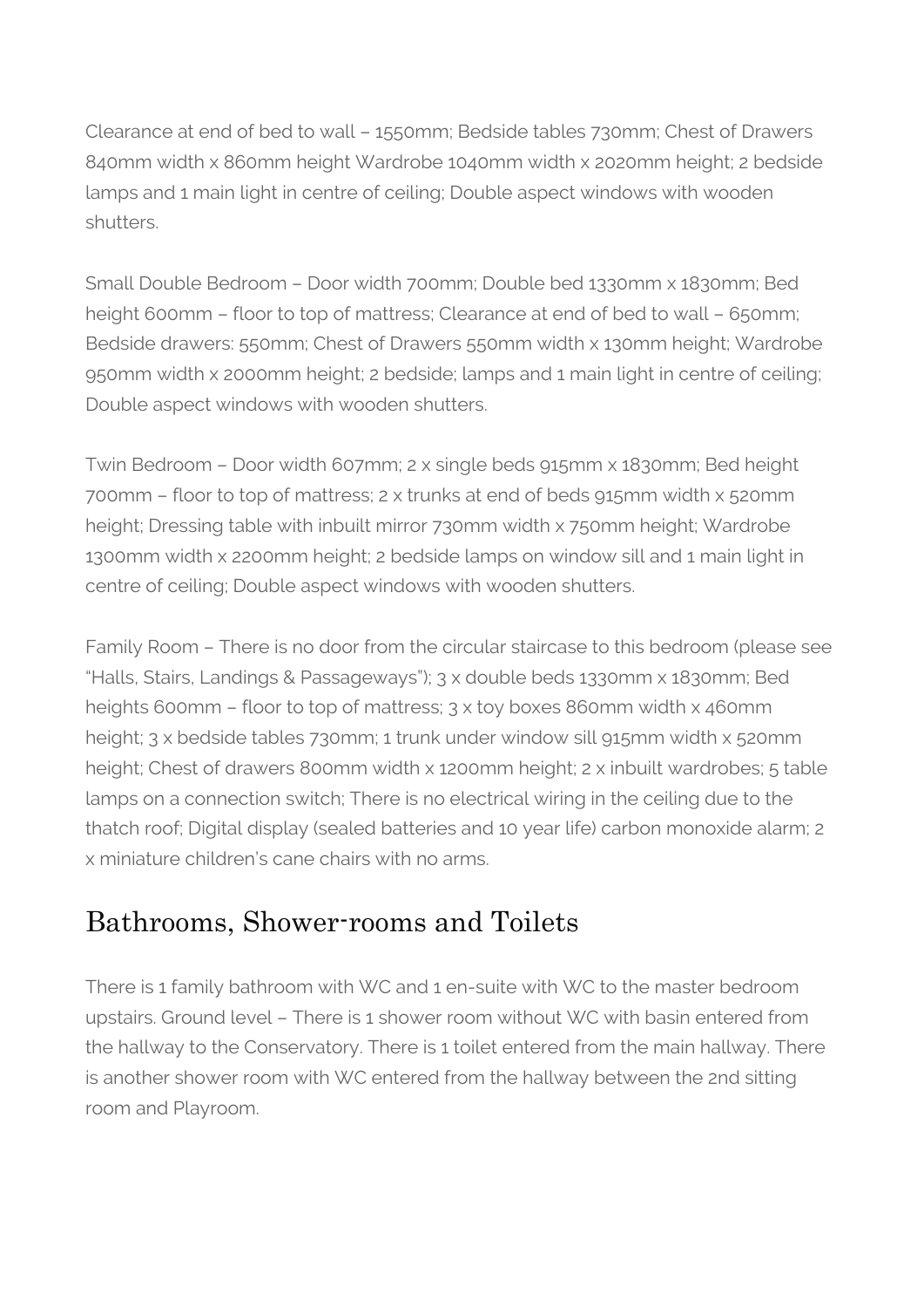Clearance at end of bed to wall – 1550mm; Bedside tables 730mm; Chest of Drawers 840mm width x 860mm height Wardrobe 1040mm width x 2020mm height; 2 bedside lamps and 1 main light in centre of ceiling; Double aspect windows with wooden shutters.

Small Double Bedroom – Door width 700mm; Double bed 1330mm x 1830mm; Bed height 600mm – floor to top of mattress; Clearance at end of bed to wall – 650mm; Bedside drawers: 550mm; Chest of Drawers 550mm width x 130mm height; Wardrobe 950mm width x 2000mm height; 2 bedside; lamps and 1 main light in centre of ceiling; Double aspect windows with wooden shutters.

Twin Bedroom – Door width 607mm; 2 x single beds 915mm x 1830mm; Bed height 700mm – floor to top of mattress; 2 x trunks at end of beds 915mm width x 520mm height; Dressing table with inbuilt mirror 730mm width x 750mm height; Wardrobe 1300mm width x 2200mm height; 2 bedside lamps on window sill and 1 main light in centre of ceiling; Double aspect windows with wooden shutters.

Family Room – There is no door from the circular staircase to this bedroom (please see "Halls, Stairs, Landings & Passageways"); 3 x double beds 1330mm x 1830mm; Bed heights 600mm – floor to top of mattress; 3 x toy boxes 860mm width x 460mm height; 3 x bedside tables 730mm; 1 trunk under window sill 915mm width x 520mm height; Chest of drawers 800mm width x 1200mm height; 2 x inbuilt wardrobes; 5 table lamps on a connection switch; There is no electrical wiring in the ceiling due to the thatch roof; Digital display (sealed batteries and 10 year life) carbon monoxide alarm; 2 x miniature children's cane chairs with no arms.

## Bathrooms, Shower-rooms and Toilets

There is 1 family bathroom with WC and 1 en-suite with WC to the master bedroom upstairs. Ground level – There is 1 shower room without WC with basin entered from the hallway to the Conservatory. There is 1 toilet entered from the main hallway. There is another shower room with WC entered from the hallway between the 2nd sitting room and Playroom.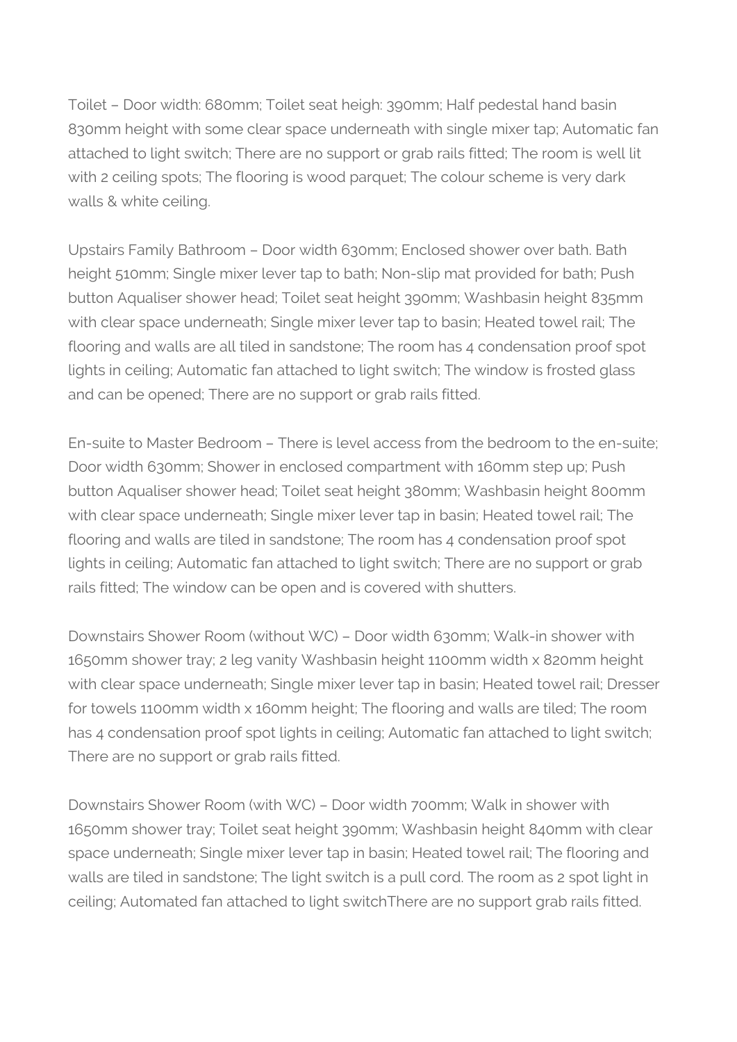Toilet – Door width: 680mm; Toilet seat heigh: 390mm; Half pedestal hand basin 830mm height with some clear space underneath with single mixer tap; Automatic fan attached to light switch; There are no support or grab rails fitted; The room is well lit with 2 ceiling spots; The flooring is wood parquet; The colour scheme is very dark walls & white ceiling.

Upstairs Family Bathroom – Door width 630mm; Enclosed shower over bath. Bath height 510mm; Single mixer lever tap to bath; Non-slip mat provided for bath; Push button Aqualiser shower head; Toilet seat height 390mm; Washbasin height 835mm with clear space underneath; Single mixer lever tap to basin; Heated towel rail; The flooring and walls are all tiled in sandstone; The room has 4 condensation proof spot lights in ceiling; Automatic fan attached to light switch; The window is frosted glass and can be opened; There are no support or grab rails fitted.

En-suite to Master Bedroom – There is level access from the bedroom to the en-suite; Door width 630mm; Shower in enclosed compartment with 160mm step up; Push button Aqualiser shower head; Toilet seat height 380mm; Washbasin height 800mm with clear space underneath; Single mixer lever tap in basin; Heated towel rail; The flooring and walls are tiled in sandstone; The room has 4 condensation proof spot lights in ceiling; Automatic fan attached to light switch; There are no support or grab rails fitted; The window can be open and is covered with shutters.

Downstairs Shower Room (without WC) – Door width 630mm; Walk-in shower with 1650mm shower tray; 2 leg vanity Washbasin height 1100mm width x 820mm height with clear space underneath; Single mixer lever tap in basin; Heated towel rail; Dresser for towels 1100mm width x 160mm height; The flooring and walls are tiled; The room has 4 condensation proof spot lights in ceiling; Automatic fan attached to light switch; There are no support or grab rails fitted.

Downstairs Shower Room (with WC) – Door width 700mm; Walk in shower with 1650mm shower tray; Toilet seat height 390mm; Washbasin height 840mm with clear space underneath; Single mixer lever tap in basin; Heated towel rail; The flooring and walls are tiled in sandstone; The light switch is a pull cord. The room as 2 spot light in ceiling; Automated fan attached to light switchThere are no support grab rails fitted.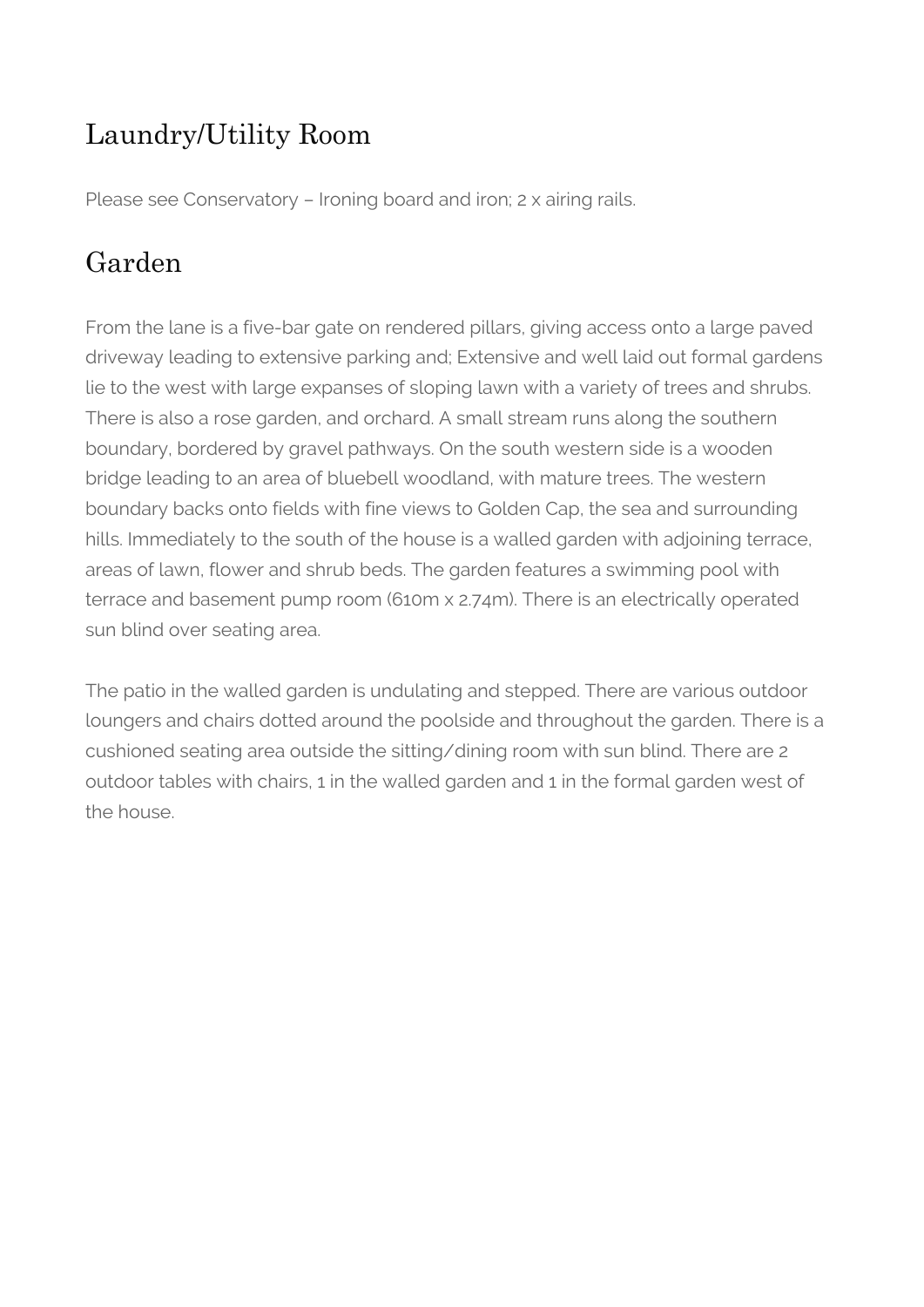## Laundry/Utility Room

Please see Conservatory – Ironing board and iron; 2 x airing rails.

## Garden

From the lane is a five-bar gate on rendered pillars, giving access onto a large paved driveway leading to extensive parking and; Extensive and well laid out formal gardens lie to the west with large expanses of sloping lawn with a variety of trees and shrubs. There is also a rose garden, and orchard. A small stream runs along the southern boundary, bordered by gravel pathways. On the south western side is a wooden bridge leading to an area of bluebell woodland, with mature trees. The western boundary backs onto fields with fine views to Golden Cap, the sea and surrounding hills. Immediately to the south of the house is a walled garden with adjoining terrace, areas of lawn, flower and shrub beds. The garden features a swimming pool with terrace and basement pump room (610m x 2.74m). There is an electrically operated sun blind over seating area.

The patio in the walled garden is undulating and stepped. There are various outdoor loungers and chairs dotted around the poolside and throughout the garden. There is a cushioned seating area outside the sitting/dining room with sun blind. There are 2 outdoor tables with chairs, 1 in the walled garden and 1 in the formal garden west of the house.